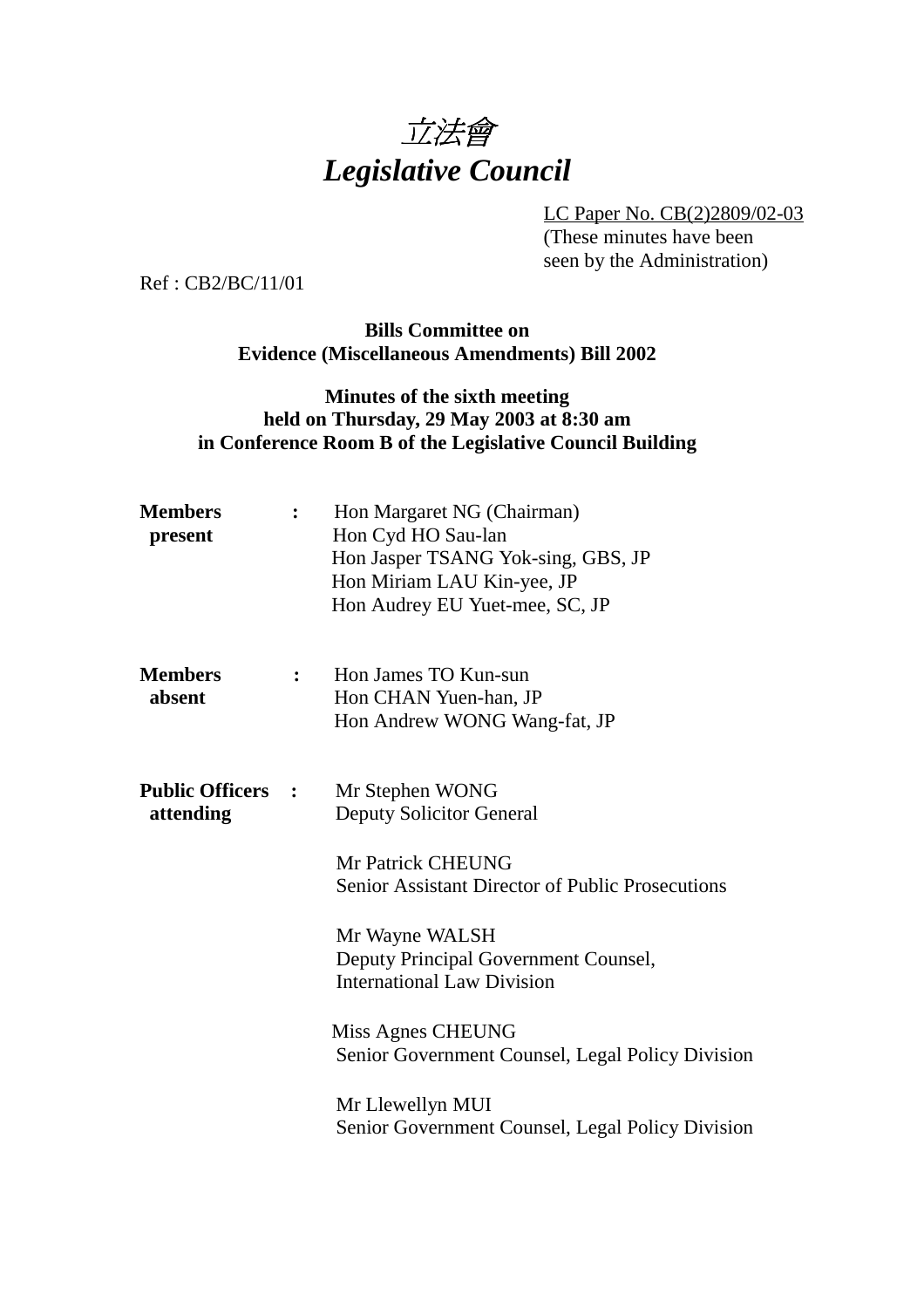# 立法會
# *Legislative Council*

LC Paper No. CB(2)2809/02-03
(These minutes have been seen by the Administration)

Ref : CB2/BC/11/01

**Bills Committee on**
**Evidence (Miscellaneous Amendments) Bill 2002**

**Minutes of the sixth meeting**
**held on Thursday, 29 May 2003 at 8:30 am**
**in Conference Room B of the Legislative Council Building**

**Members present** :
Hon Margaret NG (Chairman)
Hon Cyd HO Sau-lan
Hon Jasper TSANG Yok-sing, GBS, JP
Hon Miriam LAU Kin-yee, JP
Hon Audrey EU Yuet-mee, SC, JP

**Members absent** :
Hon James TO Kun-sun
Hon CHAN Yuen-han, JP
Hon Andrew WONG Wang-fat, JP

**Public Officers attending** :
Mr Stephen WONG
Deputy Solicitor General

Mr Patrick CHEUNG
Senior Assistant Director of Public Prosecutions

Mr Wayne WALSH
Deputy Principal Government Counsel,
International Law Division

Miss Agnes CHEUNG
Senior Government Counsel, Legal Policy Division

Mr Llewellyn MUI
Senior Government Counsel, Legal Policy Division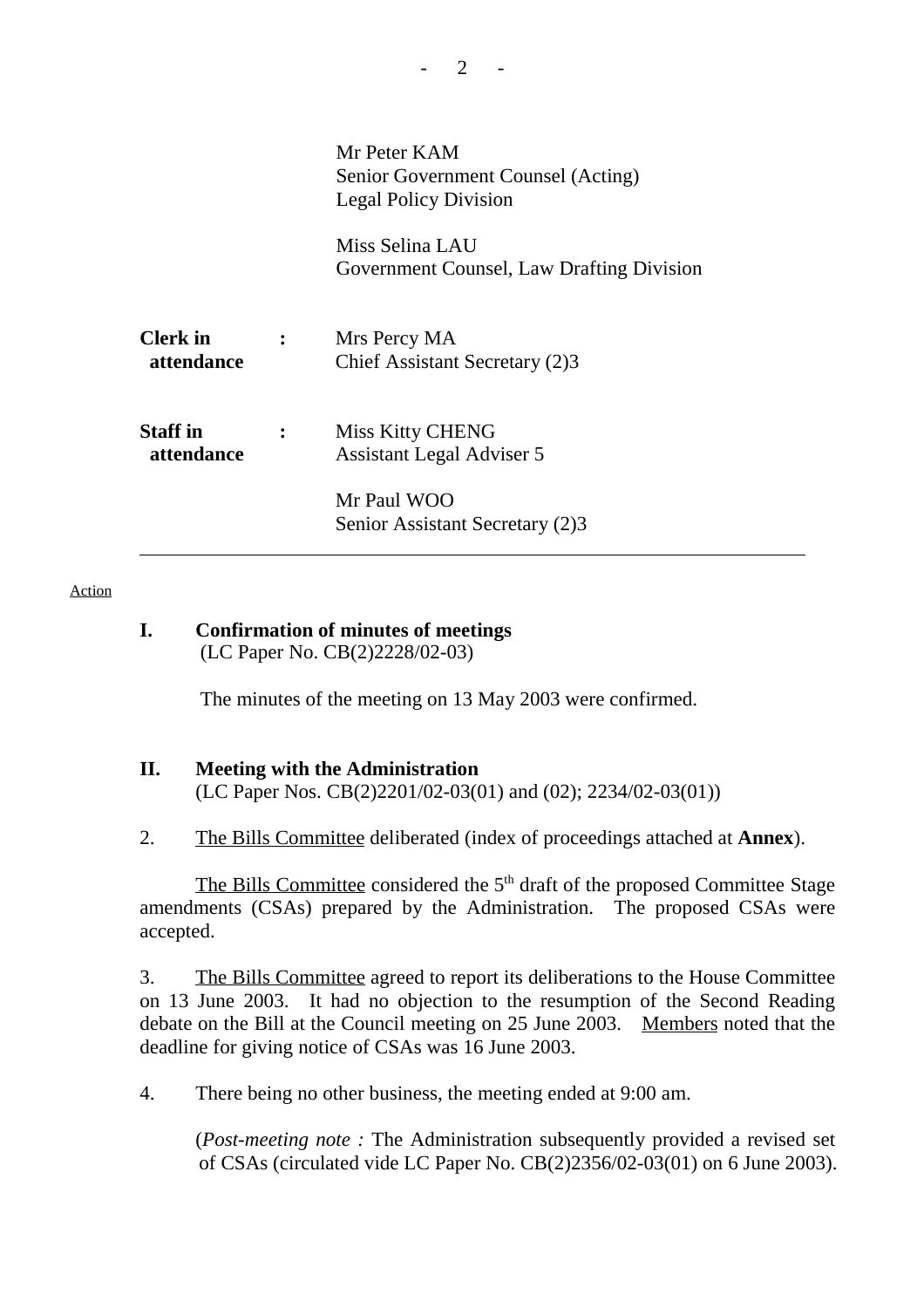| | | |
|---|---|---|
| | | Mr Peter KAM<br>Senior Government Counsel (Acting)<br>Legal Policy Division |
| | | Miss Selina LAU<br>Government Counsel, Law Drafting Division |
| **Clerk in attendance** | **:** | Mrs Percy MA<br>Chief Assistant Secretary (2)3 |
| **Staff in attendance** | **:** | Miss Kitty CHENG<br>Assistant Legal Adviser 5 |
| | | Mr Paul WOO<br>Senior Assistant Secretary (2)3 |

---

Action

**I. Confirmation of minutes of meetings**
(LC Paper No. CB(2)2228/02-03)

The minutes of the meeting on 13 May 2003 were confirmed.

**II. Meeting with the Administration**
(LC Paper Nos. CB(2)2201/02-03(01) and (02); 2234/02-03(01))

2. The Bills Committee deliberated (index of proceedings attached at **Annex**).

The Bills Committee considered the 5th draft of the proposed Committee Stage amendments (CSAs) prepared by the Administration. The proposed CSAs were accepted.

3. The Bills Committee agreed to report its deliberations to the House Committee on 13 June 2003. It had no objection to the resumption of the Second Reading debate on the Bill at the Council meeting on 25 June 2003. Members noted that the deadline for giving notice of CSAs was 16 June 2003.

4. There being no other business, the meeting ended at 9:00 am.

(*Post-meeting note :* The Administration subsequently provided a revised set of CSAs (circulated vide LC Paper No. CB(2)2356/02-03(01) on 6 June 2003).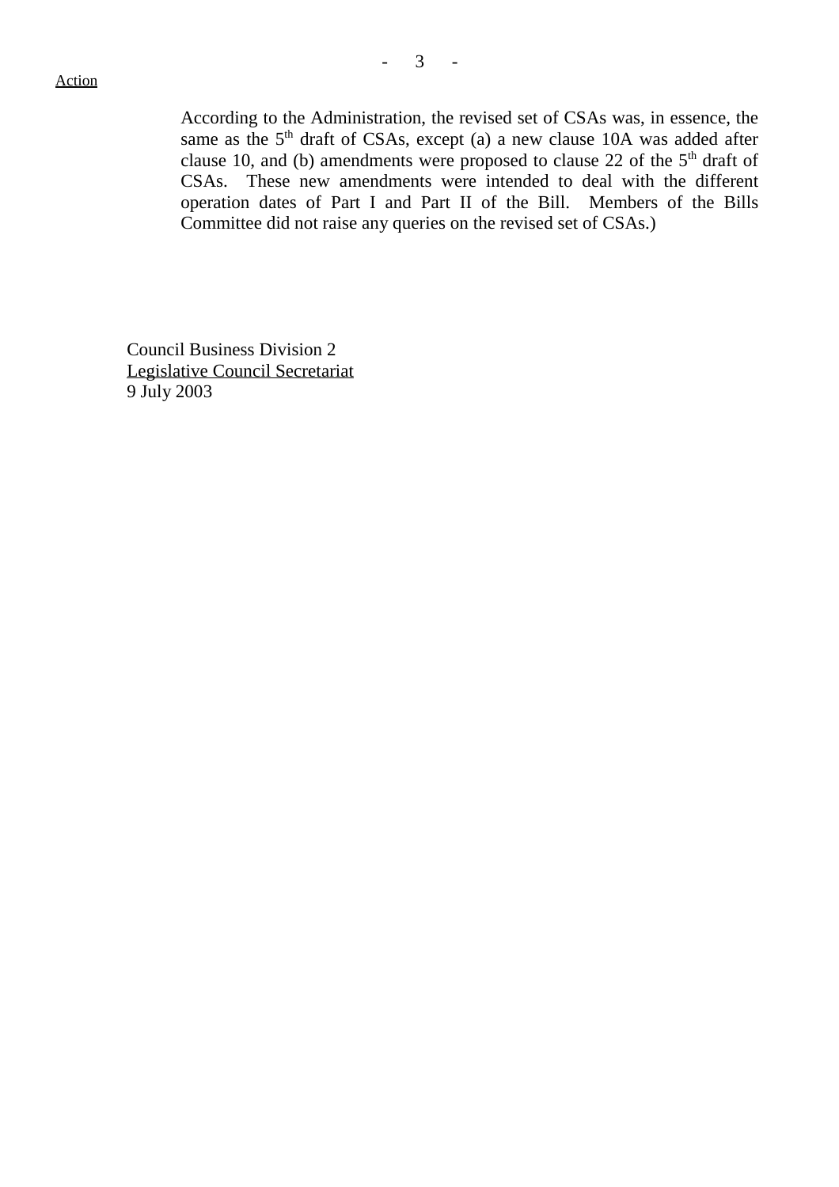Action

According to the Administration, the revised set of CSAs was, in essence, the same as the $5^{th}$ draft of CSAs, except (a) a new clause 10A was added after clause 10, and (b) amendments were proposed to clause 22 of the $5^{th}$ draft of CSAs. These new amendments were intended to deal with the different operation dates of Part I and Part II of the Bill. Members of the Bills Committee did not raise any queries on the revised set of CSAs.)

Council Business Division 2
Legislative Council Secretariat
9 July 2003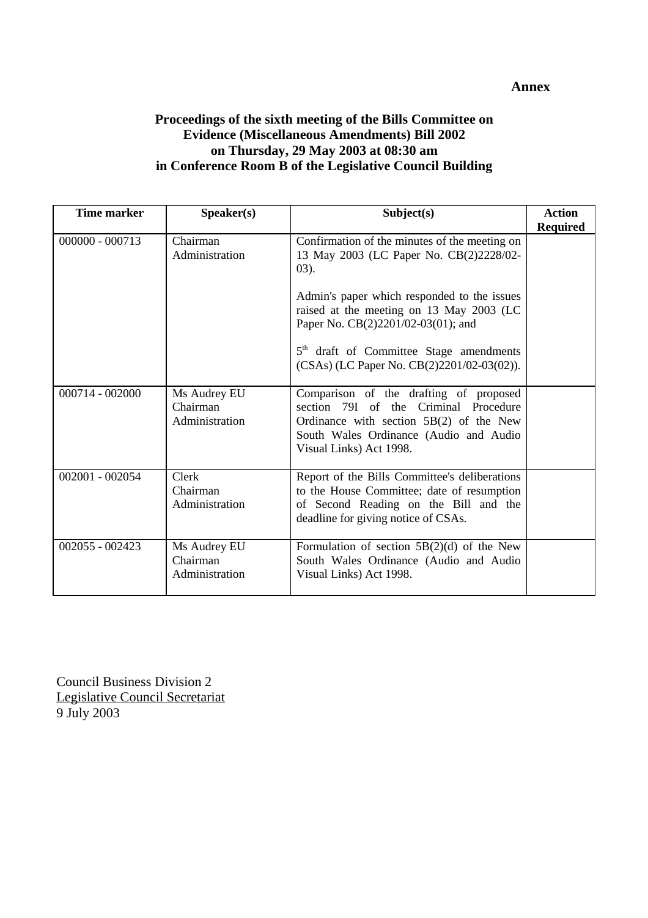**Annex**

**Proceedings of the sixth meeting of the Bills Committee on Evidence (Miscellaneous Amendments) Bill 2002 on Thursday, 29 May 2003 at 08:30 am in Conference Room B of the Legislative Council Building**

| Time marker | Speaker(s) | Subject(s) | Action Required |
|---|---|---|---|
| 000000 - 000713 | Chairman<br>Administration | Confirmation of the minutes of the meeting on 13 May 2003 (LC Paper No. CB(2)2228/02-03).<br><br>Admin's paper which responded to the issues raised at the meeting on 13 May 2003 (LC Paper No. CB(2)2201/02-03(01); and<br><br>5th draft of Committee Stage amendments (CSAs) (LC Paper No. CB(2)2201/02-03(02)). | |
| 000714 - 002000 | Ms Audrey EU<br>Chairman<br>Administration | Comparison of the drafting of proposed section 79I of the Criminal Procedure Ordinance with section 5B(2) of the New South Wales Ordinance (Audio and Audio Visual Links) Act 1998. | |
| 002001 - 002054 | Clerk<br>Chairman<br>Administration | Report of the Bills Committee's deliberations to the House Committee; date of resumption of Second Reading on the Bill and the deadline for giving notice of CSAs. | |
| 002055 - 002423 | Ms Audrey EU<br>Chairman<br>Administration | Formulation of section 5B(2)(d) of the New South Wales Ordinance (Audio and Audio Visual Links) Act 1998. | |

Council Business Division 2
Legislative Council Secretariat
9 July 2003